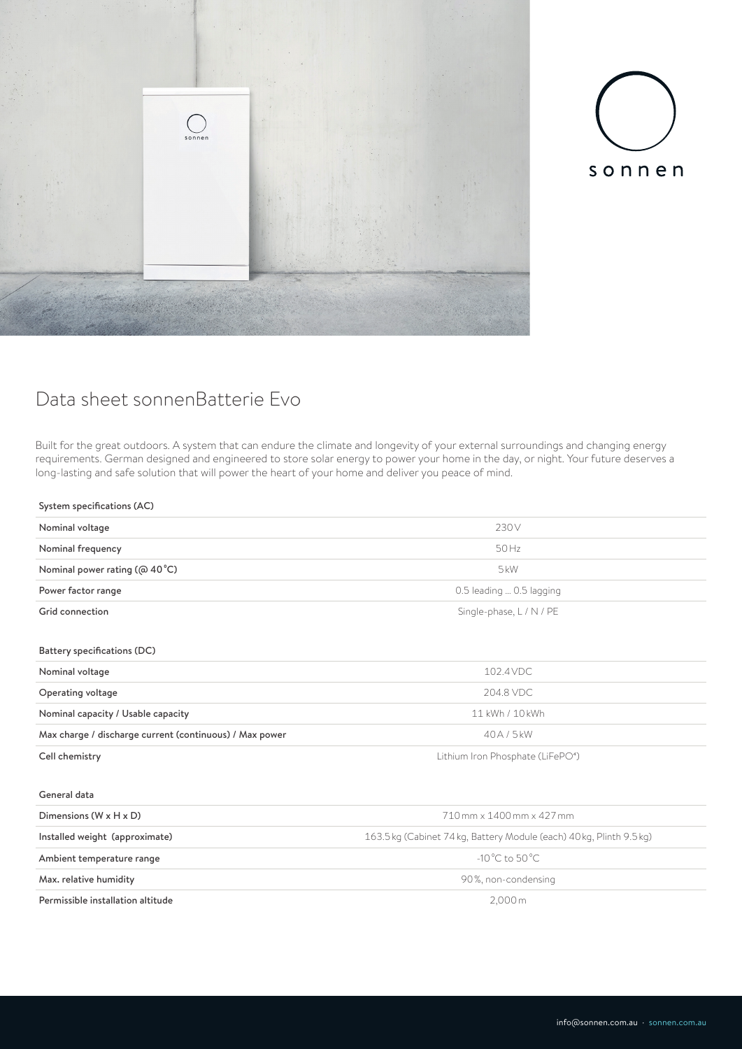# Data sheet sonnenBatterie Evo

Built for the great outdoors. A system that can endure the climate and longevity of your external surroundings and changing energy requirements. German designed and engineered to store solar energy to power your home in the day, or night. Your future deserves a long-lasting and safe solution that will power the heart of your home and deliver you peace of mind.

| System specifications (AC) | |
|---|---|
| Nominal voltage | 230 V |
| Nominal frequency | 50 Hz |
| Nominal power rating (@ 40 °C) | 5 kW |
| Power factor range | 0.5 leading ... 0.5 lagging |
| Grid connection | Single-phase, L / N / PE |

| Battery specifications (DC) | |
|---|---|
| Nominal voltage | 102.4 VDC |
| Operating voltage | 204.8 VDC |
| Nominal capacity / Usable capacity | 11 kWh / 10 kWh |
| Max charge / discharge current (continuous) / Max power | 40 A / 5 kW |
| Cell chemistry | Lithium Iron Phosphate ($LiFePO^4$) |

| General data | |
|---|---|
| Dimensions (W x H x D) | 710 mm x 1400 mm x 427 mm |
| Installed weight (approximate) | 163.5 kg (Cabinet 74 kg, Battery Module (each) 40 kg, Plinth 9.5 kg) |
| Ambient temperature range | -10 °C to 50 °C |
| Max. relative humidity | 90 %, non-condensing |
| Permissible installation altitude | 2,000 m |

info@sonnen.com.au · sonnen.com.au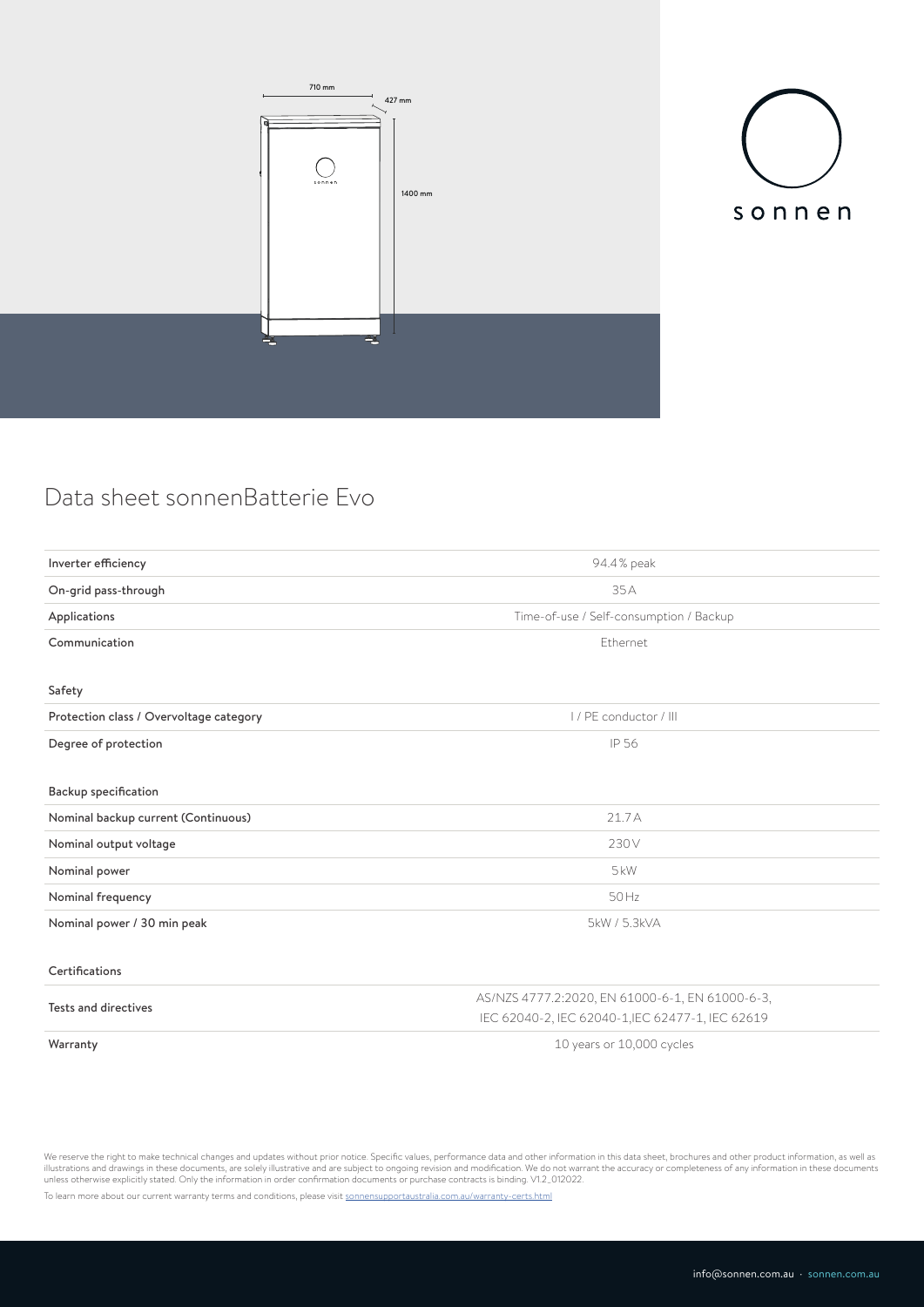710 mm

427 mm

1400 mm

sonnen

# Data sheet sonnenBatterie Evo

| | |
|---|---|
| Inverter efficiency | 94.4 % peak |
| On-grid pass-through | 35 A |
| Applications | Time-of-use / Self-consumption / Backup |
| Communication | Ethernet |
| **Safety** | |
| Protection class / Overvoltage category | I / PE conductor / III |
| Degree of protection | IP 56 |
| **Backup specification** | |
| Nominal backup current (Continuous) | 21.7 A |
| Nominal output voltage | 230 V |
| Nominal power | 5 kW |
| Nominal frequency | 50 Hz |
| Nominal power / 30 min peak | 5kW / 5.3kVA |
| **Certifications** | |
| Tests and directives | AS/NZS 4777.2:2020, EN 61000-6-1, EN 61000-6-3, IEC 62040-2, IEC 62040-1,IEC 62477-1, IEC 62619 |
| Warranty | 10 years or 10,000 cycles |

We reserve the right to make technical changes and updates without prior notice. Specific values, performance data and other information in this data sheet, brochures and other product information, as well as illustrations and drawings in these documents, are solely illustrative and are subject to ongoing revision and modification. We do not warrant the accuracy or completeness of any information in these documents unless otherwise explicitly stated. Only the information in order confirmation documents or purchase contracts is binding. V1.2_012022.

To learn more about our current warranty terms and conditions, please visit sonnensupportaustralia.com.au/warranty-certs.html

info@sonnen.com.au · sonnen.com.au